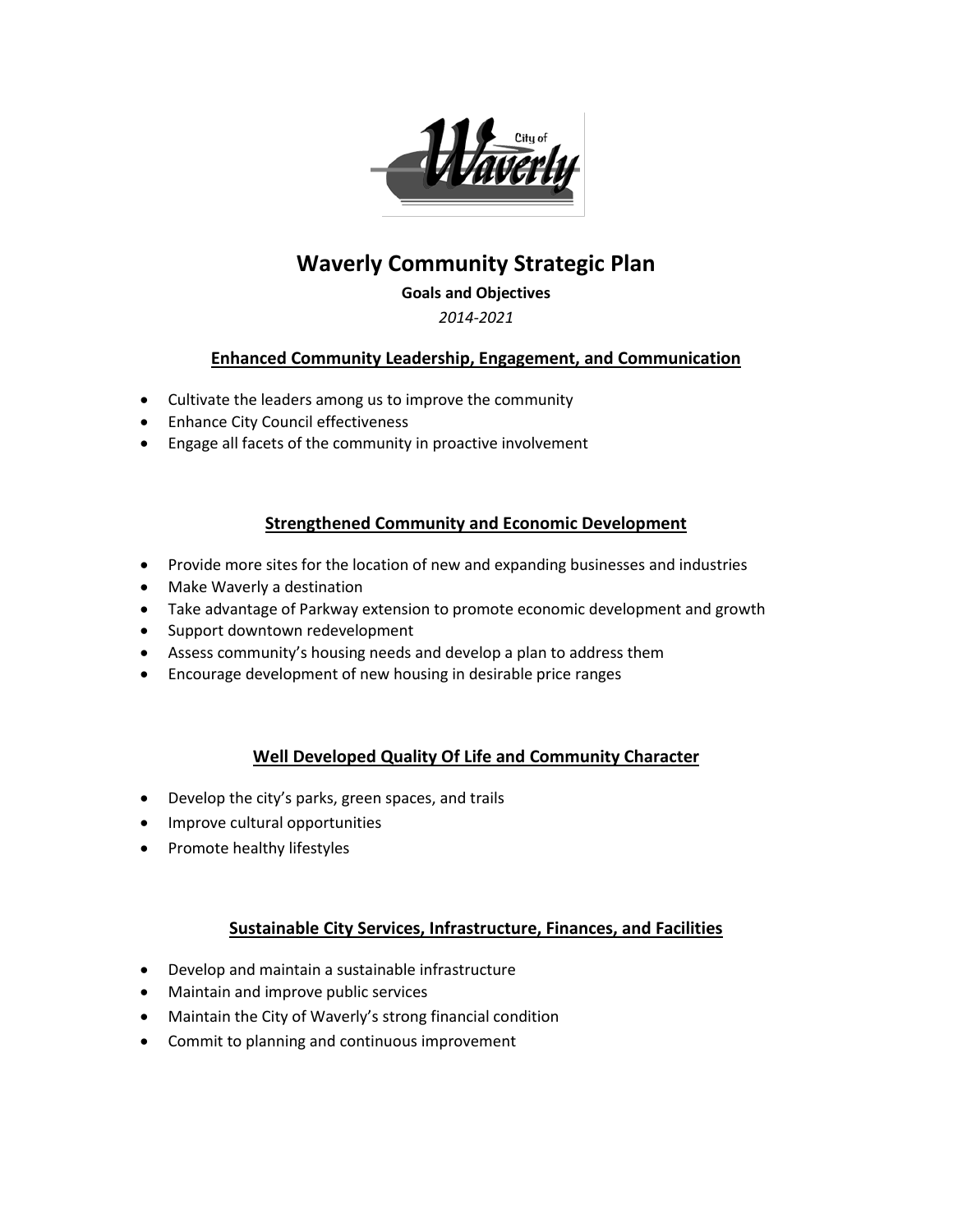# Waverly Community Strategic Plan

**Goals and Objectives**

*2014-2021*

## Enhanced Community Leadership, Engagement, and Communication

- Cultivate the leaders among us to improve the community
- Enhance City Council effectiveness
- Engage all facets of the community in proactive involvement

## Strengthened Community and Economic Development

- Provide more sites for the location of new and expanding businesses and industries
- Make Waverly a destination
- Take advantage of Parkway extension to promote economic development and growth
- Support downtown redevelopment
- Assess community's housing needs and develop a plan to address them
- Encourage development of new housing in desirable price ranges

## Well Developed Quality Of Life and Community Character

- Develop the city's parks, green spaces, and trails
- Improve cultural opportunities
- Promote healthy lifestyles

## Sustainable City Services, Infrastructure, Finances, and Facilities

- Develop and maintain a sustainable infrastructure
- Maintain and improve public services
- Maintain the City of Waverly's strong financial condition
- Commit to planning and continuous improvement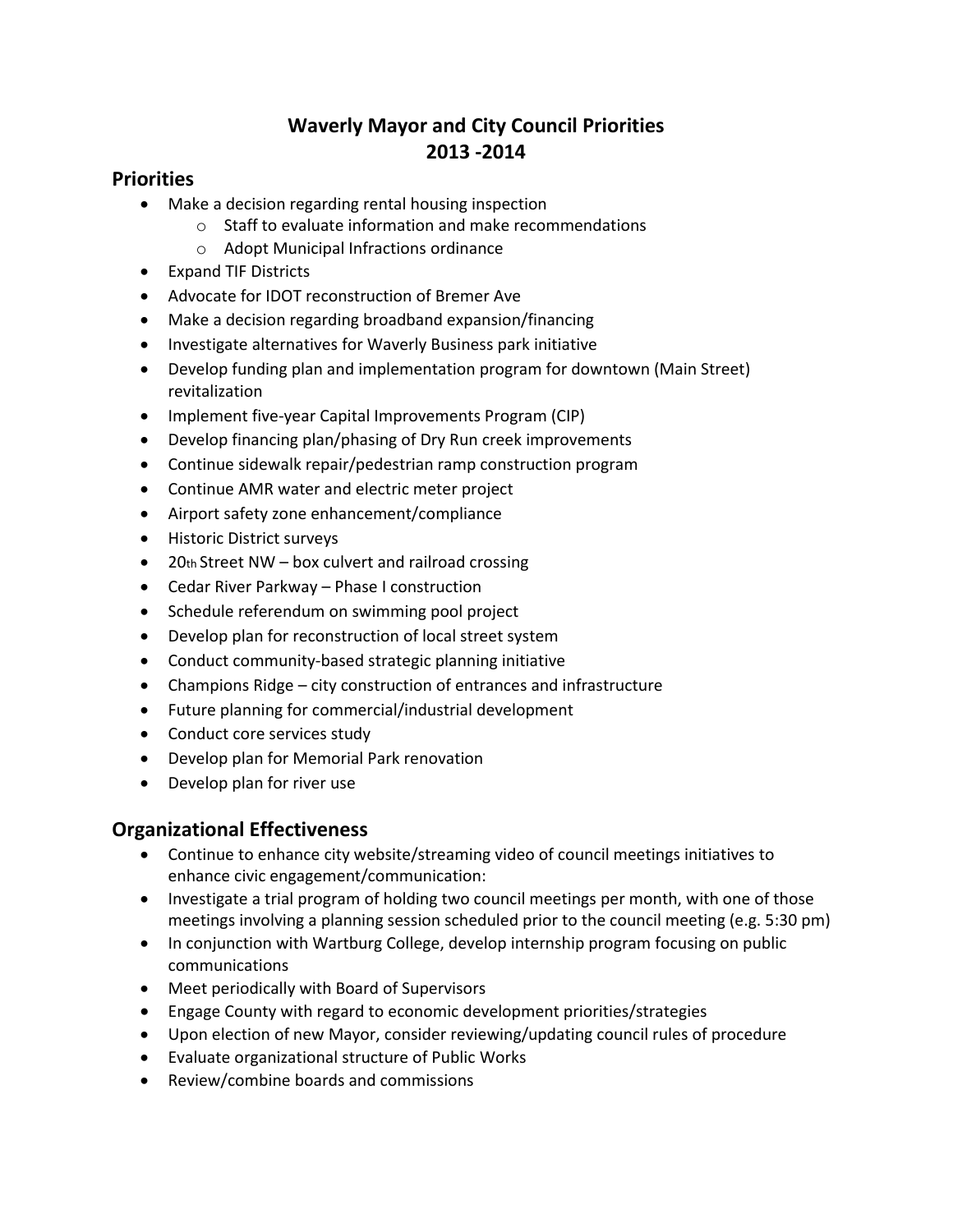# Waverly Mayor and City Council Priorities
# 2013 -2014

## Priorities

- Make a decision regarding rental housing inspection
  - Staff to evaluate information and make recommendations
  - Adopt Municipal Infractions ordinance
- Expand TIF Districts
- Advocate for IDOT reconstruction of Bremer Ave
- Make a decision regarding broadband expansion/financing
- Investigate alternatives for Waverly Business park initiative
- Develop funding plan and implementation program for downtown (Main Street) revitalization
- Implement five-year Capital Improvements Program (CIP)
- Develop financing plan/phasing of Dry Run creek improvements
- Continue sidewalk repair/pedestrian ramp construction program
- Continue AMR water and electric meter project
- Airport safety zone enhancement/compliance
- Historic District surveys
- 20th Street NW – box culvert and railroad crossing
- Cedar River Parkway – Phase I construction
- Schedule referendum on swimming pool project
- Develop plan for reconstruction of local street system
- Conduct community-based strategic planning initiative
- Champions Ridge – city construction of entrances and infrastructure
- Future planning for commercial/industrial development
- Conduct core services study
- Develop plan for Memorial Park renovation
- Develop plan for river use

## Organizational Effectiveness

- Continue to enhance city website/streaming video of council meetings initiatives to enhance civic engagement/communication:
- Investigate a trial program of holding two council meetings per month, with one of those meetings involving a planning session scheduled prior to the council meeting (e.g. 5:30 pm)
- In conjunction with Wartburg College, develop internship program focusing on public communications
- Meet periodically with Board of Supervisors
- Engage County with regard to economic development priorities/strategies
- Upon election of new Mayor, consider reviewing/updating council rules of procedure
- Evaluate organizational structure of Public Works
- Review/combine boards and commissions